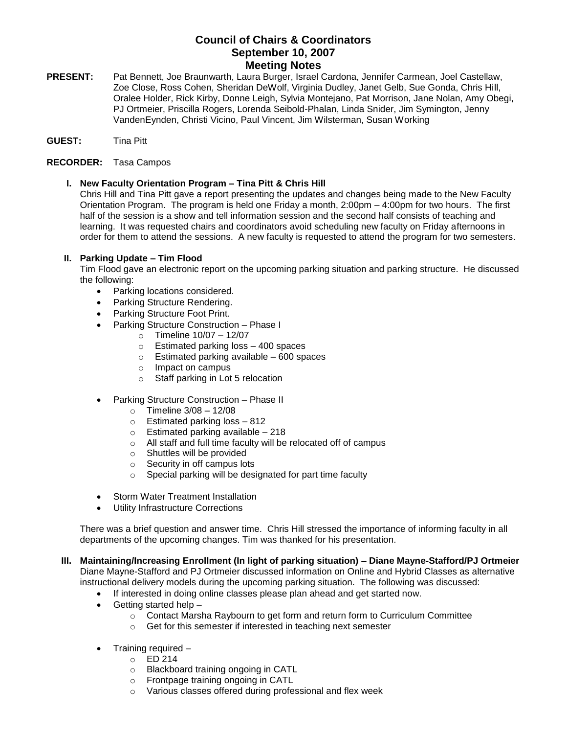# Council of Chairs & Coordinators
## September 10, 2007
## Meeting Notes

**PRESENT:** Pat Bennett, Joe Braunwarth, Laura Burger, Israel Cardona, Jennifer Carmean, Joel Castellaw, Zoe Close, Ross Cohen, Sheridan DeWolf, Virginia Dudley, Janet Gelb, Sue Gonda, Chris Hill, Oralee Holder, Rick Kirby, Donne Leigh, Sylvia Montejano, Pat Morrison, Jane Nolan, Amy Obegi, PJ Ortmeier, Priscilla Rogers, Lorenda Seibold-Phalan, Linda Snider, Jim Symington, Jenny VandenEynden, Christi Vicino, Paul Vincent, Jim Wilsterman, Susan Working

**GUEST:** Tina Pitt

**RECORDER:** Tasa Campos

### I. New Faculty Orientation Program – Tina Pitt & Chris Hill

Chris Hill and Tina Pitt gave a report presenting the updates and changes being made to the New Faculty Orientation Program. The program is held one Friday a month, 2:00pm – 4:00pm for two hours. The first half of the session is a show and tell information session and the second half consists of teaching and learning. It was requested chairs and coordinators avoid scheduling new faculty on Friday afternoons in order for them to attend the sessions. A new faculty is requested to attend the program for two semesters.

### II. Parking Update – Tim Flood

Tim Flood gave an electronic report on the upcoming parking situation and parking structure. He discussed the following:

- Parking locations considered.
- Parking Structure Rendering.
- Parking Structure Foot Print.
- Parking Structure Construction – Phase I
  - Timeline 10/07 – 12/07
  - Estimated parking loss – 400 spaces
  - Estimated parking available – 600 spaces
  - Impact on campus
  - Staff parking in Lot 5 relocation
- Parking Structure Construction – Phase II
  - Timeline 3/08 – 12/08
  - Estimated parking loss – 812
  - Estimated parking available – 218
  - All staff and full time faculty will be relocated off of campus
  - Shuttles will be provided
  - Security in off campus lots
  - Special parking will be designated for part time faculty
- Storm Water Treatment Installation
- Utility Infrastructure Corrections

There was a brief question and answer time. Chris Hill stressed the importance of informing faculty in all departments of the upcoming changes. Tim was thanked for his presentation.

### III. Maintaining/Increasing Enrollment (In light of parking situation) – Diane Mayne-Stafford/PJ Ortmeier

Diane Mayne-Stafford and PJ Ortmeier discussed information on Online and Hybrid Classes as alternative instructional delivery models during the upcoming parking situation. The following was discussed:

- If interested in doing online classes please plan ahead and get started now.
- Getting started help –
  - Contact Marsha Raybourn to get form and return form to Curriculum Committee
  - Get for this semester if interested in teaching next semester
- Training required –
  - ED 214
  - Blackboard training ongoing in CATL
  - Frontpage training ongoing in CATL
  - Various classes offered during professional and flex week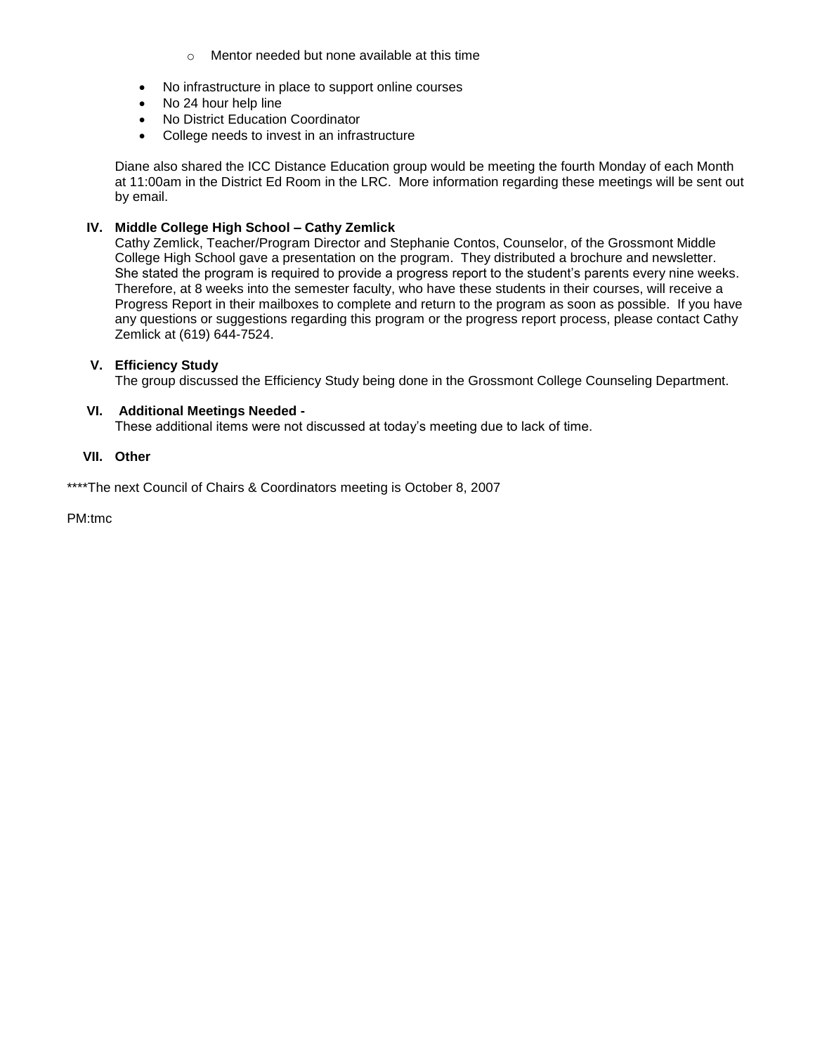- Mentor needed but none available at this time

- No infrastructure in place to support online courses
- No 24 hour help line
- No District Education Coordinator
- College needs to invest in an infrastructure

Diane also shared the ICC Distance Education group would be meeting the fourth Monday of each Month at 11:00am in the District Ed Room in the LRC. More information regarding these meetings will be sent out by email.

**IV. Middle College High School – Cathy Zemlick**

Cathy Zemlick, Teacher/Program Director and Stephanie Contos, Counselor, of the Grossmont Middle College High School gave a presentation on the program. They distributed a brochure and newsletter. She stated the program is required to provide a progress report to the student's parents every nine weeks. Therefore, at 8 weeks into the semester faculty, who have these students in their courses, will receive a Progress Report in their mailboxes to complete and return to the program as soon as possible. If you have any questions or suggestions regarding this program or the progress report process, please contact Cathy Zemlick at (619) 644-7524.

**V. Efficiency Study**

The group discussed the Efficiency Study being done in the Grossmont College Counseling Department.

**VI. Additional Meetings Needed -**

These additional items were not discussed at today's meeting due to lack of time.

**VII. Other**

****The next Council of Chairs & Coordinators meeting is October 8, 2007

PM:tmc